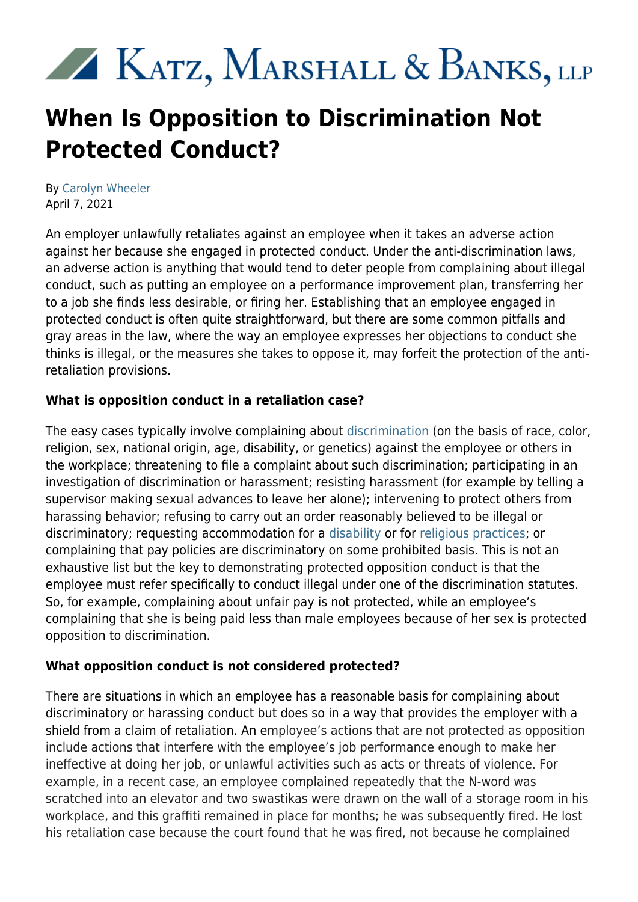# Katz, Marshall & Banks, LLP

# When Is Opposition to Discrimination Not Protected Conduct?

By Carolyn Wheeler
April 7, 2021

An employer unlawfully retaliates against an employee when it takes an adverse action against her because she engaged in protected conduct. Under the anti-discrimination laws, an adverse action is anything that would tend to deter people from complaining about illegal conduct, such as putting an employee on a performance improvement plan, transferring her to a job she finds less desirable, or firing her. Establishing that an employee engaged in protected conduct is often quite straightforward, but there are some common pitfalls and gray areas in the law, where the way an employee expresses her objections to conduct she thinks is illegal, or the measures she takes to oppose it, may forfeit the protection of the anti-retaliation provisions.

**What is opposition conduct in a retaliation case?**

The easy cases typically involve complaining about discrimination (on the basis of race, color, religion, sex, national origin, age, disability, or genetics) against the employee or others in the workplace; threatening to file a complaint about such discrimination; participating in an investigation of discrimination or harassment; resisting harassment (for example by telling a supervisor making sexual advances to leave her alone); intervening to protect others from harassing behavior; refusing to carry out an order reasonably believed to be illegal or discriminatory; requesting accommodation for a disability or for religious practices; or complaining that pay policies are discriminatory on some prohibited basis. This is not an exhaustive list but the key to demonstrating protected opposition conduct is that the employee must refer specifically to conduct illegal under one of the discrimination statutes. So, for example, complaining about unfair pay is not protected, while an employee's complaining that she is being paid less than male employees because of her sex is protected opposition to discrimination.

**What opposition conduct is not considered protected?**

There are situations in which an employee has a reasonable basis for complaining about discriminatory or harassing conduct but does so in a way that provides the employer with a shield from a claim of retaliation. An employee's actions that are not protected as opposition include actions that interfere with the employee's job performance enough to make her ineffective at doing her job, or unlawful activities such as acts or threats of violence. For example, in a recent case, an employee complained repeatedly that the N-word was scratched into an elevator and two swastikas were drawn on the wall of a storage room in his workplace, and this graffiti remained in place for months; he was subsequently fired. He lost his retaliation case because the court found that he was fired, not because he complained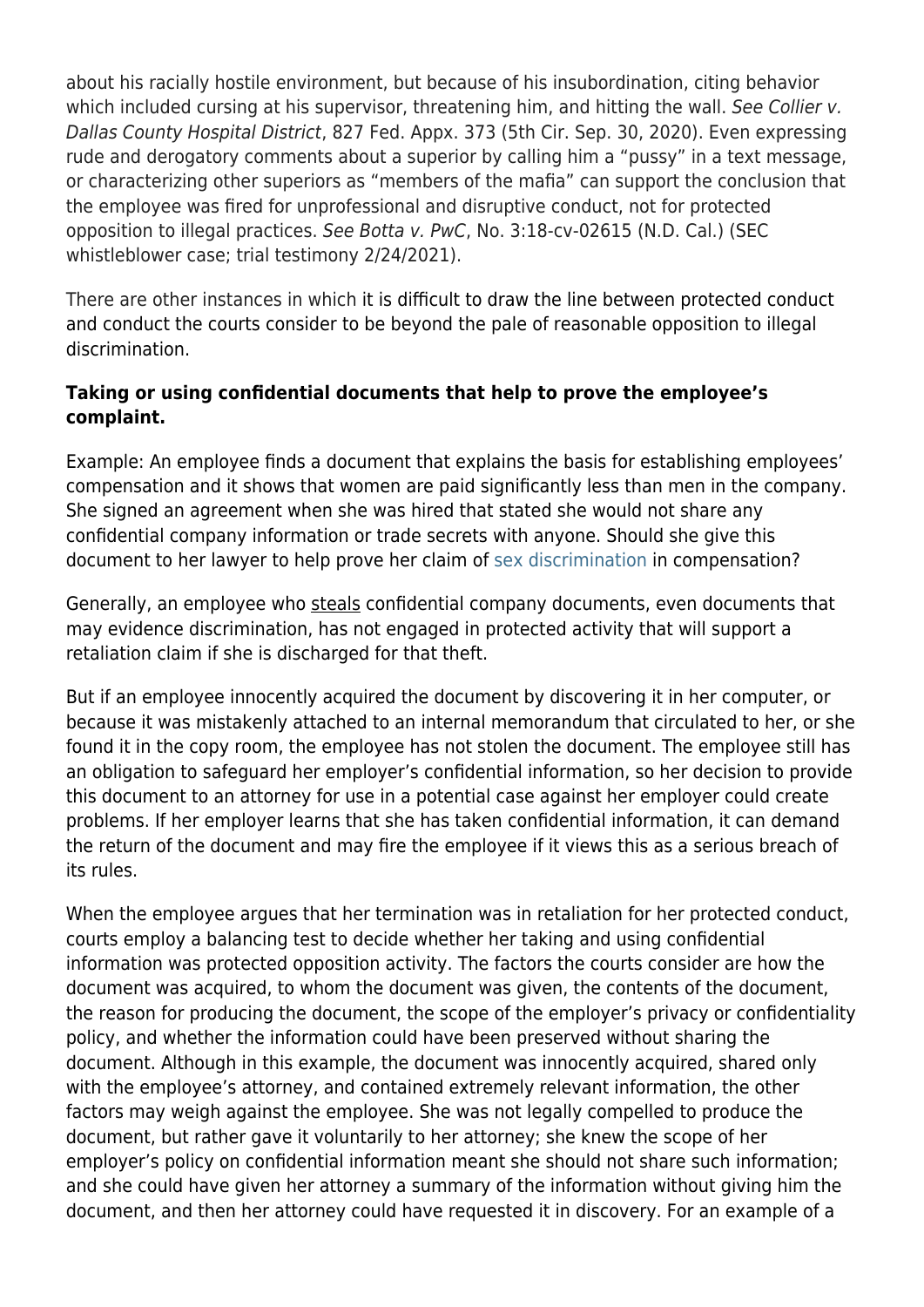about his racially hostile environment, but because of his insubordination, citing behavior which included cursing at his supervisor, threatening him, and hitting the wall. *See Collier v. Dallas County Hospital District*, 827 Fed. Appx. 373 (5th Cir. Sep. 30, 2020). Even expressing rude and derogatory comments about a superior by calling him a "pussy" in a text message, or characterizing other superiors as "members of the mafia" can support the conclusion that the employee was fired for unprofessional and disruptive conduct, not for protected opposition to illegal practices. *See Botta v. PwC*, No. 3:18-cv-02615 (N.D. Cal.) (SEC whistleblower case; trial testimony 2/24/2021).

There are other instances in which it is difficult to draw the line between protected conduct and conduct the courts consider to be beyond the pale of reasonable opposition to illegal discrimination.

**Taking or using confidential documents that help to prove the employee's complaint.**

Example: An employee finds a document that explains the basis for establishing employees' compensation and it shows that women are paid significantly less than men in the company. She signed an agreement when she was hired that stated she would not share any confidential company information or trade secrets with anyone. Should she give this document to her lawyer to help prove her claim of sex discrimination in compensation?

Generally, an employee who steals confidential company documents, even documents that may evidence discrimination, has not engaged in protected activity that will support a retaliation claim if she is discharged for that theft.

But if an employee innocently acquired the document by discovering it in her computer, or because it was mistakenly attached to an internal memorandum that circulated to her, or she found it in the copy room, the employee has not stolen the document. The employee still has an obligation to safeguard her employer's confidential information, so her decision to provide this document to an attorney for use in a potential case against her employer could create problems. If her employer learns that she has taken confidential information, it can demand the return of the document and may fire the employee if it views this as a serious breach of its rules.

When the employee argues that her termination was in retaliation for her protected conduct, courts employ a balancing test to decide whether her taking and using confidential information was protected opposition activity. The factors the courts consider are how the document was acquired, to whom the document was given, the contents of the document, the reason for producing the document, the scope of the employer's privacy or confidentiality policy, and whether the information could have been preserved without sharing the document. Although in this example, the document was innocently acquired, shared only with the employee's attorney, and contained extremely relevant information, the other factors may weigh against the employee. She was not legally compelled to produce the document, but rather gave it voluntarily to her attorney; she knew the scope of her employer's policy on confidential information meant she should not share such information; and she could have given her attorney a summary of the information without giving him the document, and then her attorney could have requested it in discovery. For an example of a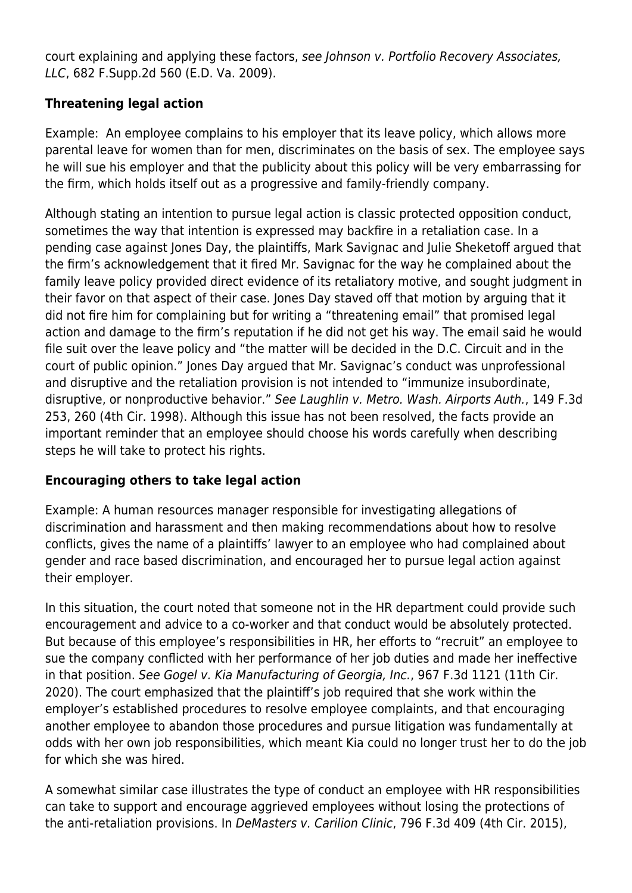court explaining and applying these factors, *see Johnson v. Portfolio Recovery Associates, LLC*, 682 F.Supp.2d 560 (E.D. Va. 2009).

**Threatening legal action**

Example: An employee complains to his employer that its leave policy, which allows more parental leave for women than for men, discriminates on the basis of sex. The employee says he will sue his employer and that the publicity about this policy will be very embarrassing for the firm, which holds itself out as a progressive and family-friendly company.

Although stating an intention to pursue legal action is classic protected opposition conduct, sometimes the way that intention is expressed may backfire in a retaliation case. In a pending case against Jones Day, the plaintiffs, Mark Savignac and Julie Sheketoff argued that the firm's acknowledgement that it fired Mr. Savignac for the way he complained about the family leave policy provided direct evidence of its retaliatory motive, and sought judgment in their favor on that aspect of their case. Jones Day staved off that motion by arguing that it did not fire him for complaining but for writing a "threatening email" that promised legal action and damage to the firm's reputation if he did not get his way. The email said he would file suit over the leave policy and "the matter will be decided in the D.C. Circuit and in the court of public opinion." Jones Day argued that Mr. Savignac's conduct was unprofessional and disruptive and the retaliation provision is not intended to "immunize insubordinate, disruptive, or nonproductive behavior." *See Laughlin v. Metro. Wash. Airports Auth.*, 149 F.3d 253, 260 (4th Cir. 1998). Although this issue has not been resolved, the facts provide an important reminder that an employee should choose his words carefully when describing steps he will take to protect his rights.

**Encouraging others to take legal action**

Example: A human resources manager responsible for investigating allegations of discrimination and harassment and then making recommendations about how to resolve conflicts, gives the name of a plaintiffs' lawyer to an employee who had complained about gender and race based discrimination, and encouraged her to pursue legal action against their employer.

In this situation, the court noted that someone not in the HR department could provide such encouragement and advice to a co-worker and that conduct would be absolutely protected. But because of this employee's responsibilities in HR, her efforts to "recruit" an employee to sue the company conflicted with her performance of her job duties and made her ineffective in that position. *See Gogel v. Kia Manufacturing of Georgia, Inc.*, 967 F.3d 1121 (11th Cir. 2020). The court emphasized that the plaintiff's job required that she work within the employer's established procedures to resolve employee complaints, and that encouraging another employee to abandon those procedures and pursue litigation was fundamentally at odds with her own job responsibilities, which meant Kia could no longer trust her to do the job for which she was hired.

A somewhat similar case illustrates the type of conduct an employee with HR responsibilities can take to support and encourage aggrieved employees without losing the protections of the anti-retaliation provisions. In *DeMasters v. Carilion Clinic*, 796 F.3d 409 (4th Cir. 2015),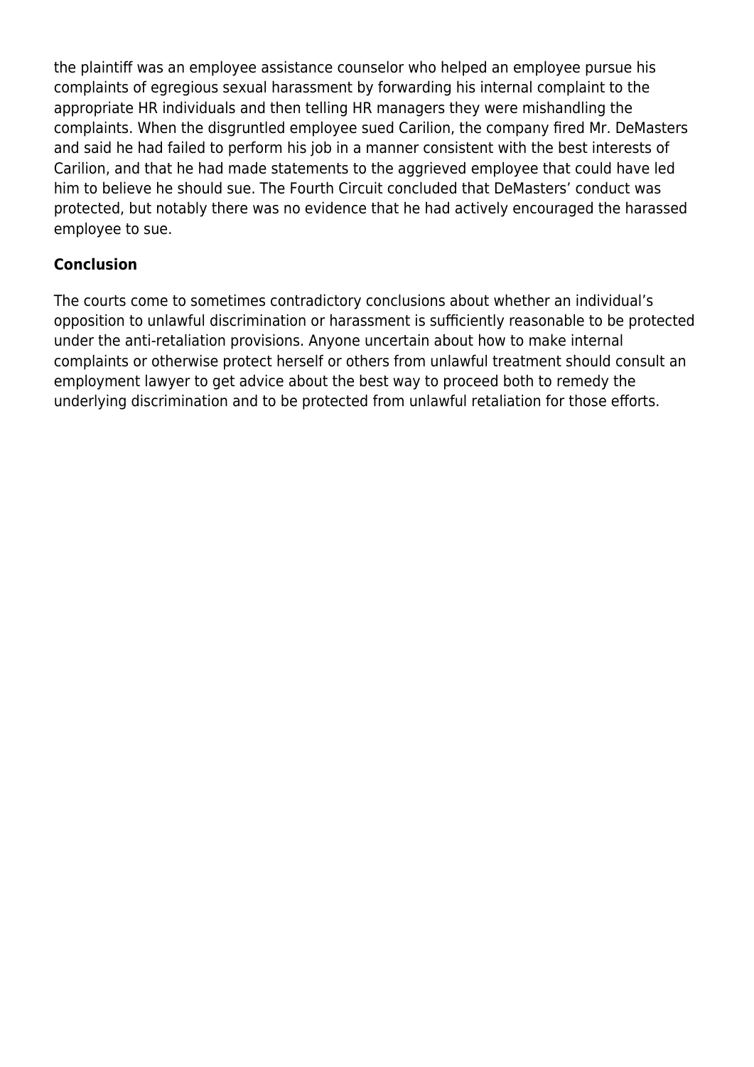the plaintiff was an employee assistance counselor who helped an employee pursue his complaints of egregious sexual harassment by forwarding his internal complaint to the appropriate HR individuals and then telling HR managers they were mishandling the complaints. When the disgruntled employee sued Carilion, the company fired Mr. DeMasters and said he had failed to perform his job in a manner consistent with the best interests of Carilion, and that he had made statements to the aggrieved employee that could have led him to believe he should sue. The Fourth Circuit concluded that DeMasters' conduct was protected, but notably there was no evidence that he had actively encouraged the harassed employee to sue.

**Conclusion**

The courts come to sometimes contradictory conclusions about whether an individual's opposition to unlawful discrimination or harassment is sufficiently reasonable to be protected under the anti-retaliation provisions. Anyone uncertain about how to make internal complaints or otherwise protect herself or others from unlawful treatment should consult an employment lawyer to get advice about the best way to proceed both to remedy the underlying discrimination and to be protected from unlawful retaliation for those efforts.